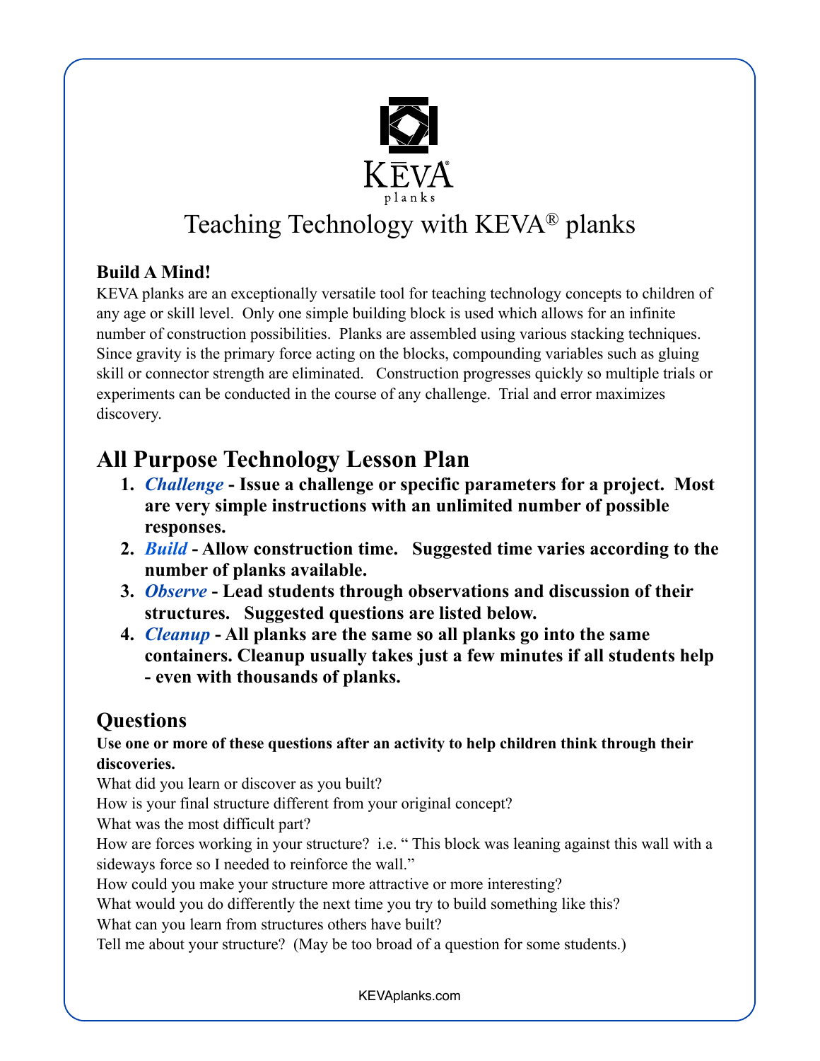KĒVA®
planks

# Teaching Technology with KEVA® planks

**Build A Mind!**

KEVA planks are an exceptionally versatile tool for teaching technology concepts to children of any age or skill level. Only one simple building block is used which allows for an infinite number of construction possibilities. Planks are assembled using various stacking techniques. Since gravity is the primary force acting on the blocks, compounding variables such as gluing skill or connector strength are eliminated. Construction progresses quickly so multiple trials or experiments can be conducted in the course of any challenge. Trial and error maximizes discovery.

## All Purpose Technology Lesson Plan

1. ***Challenge*** **- Issue a challenge or specific parameters for a project. Most are very simple instructions with an unlimited number of possible responses.**
2. ***Build*** **- Allow construction time. Suggested time varies according to the number of planks available.**
3. ***Observe*** **- Lead students through observations and discussion of their structures. Suggested questions are listed below.**
4. ***Cleanup*** **- All planks are the same so all planks go into the same containers. Cleanup usually takes just a few minutes if all students help - even with thousands of planks.**

## Questions

**Use one or more of these questions after an activity to help children think through their discoveries.**

What did you learn or discover as you built?
How is your final structure different from your original concept?
What was the most difficult part?
How are forces working in your structure? i.e. " This block was leaning against this wall with a sideways force so I needed to reinforce the wall."
How could you make your structure more attractive or more interesting?
What would you do differently the next time you try to build something like this?
What can you learn from structures others have built?
Tell me about your structure? (May be too broad of a question for some students.)

KEVAplanks.com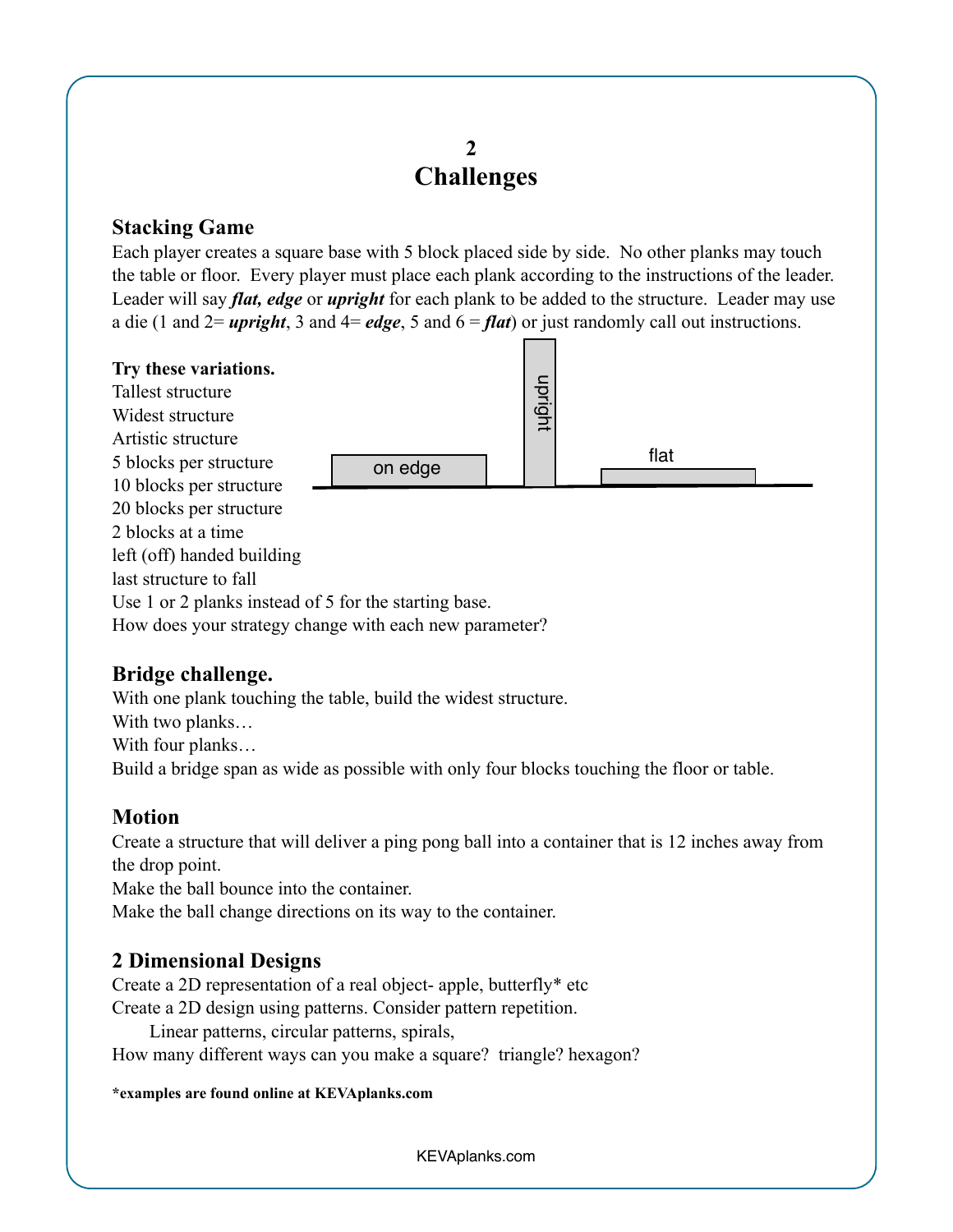## 2
# Challenges

### Stacking Game

Each player creates a square base with 5 block placed side by side. No other planks may touch the table or floor. Every player must place each plank according to the instructions of the leader. Leader will say ***flat, edge*** or ***upright*** for each plank to be added to the structure. Leader may use a die (1 and 2= ***upright***, 3 and 4= ***edge***, 5 and 6 = ***flat***) or just randomly call out instructions.

**Try these variations.**
Tallest structure
Widest structure
Artistic structure
5 blocks per structure
10 blocks per structure
20 blocks per structure
2 blocks at a time
left (off) handed building
last structure to fall
Use 1 or 2 planks instead of 5 for the starting base.
How does your strategy change with each new parameter?

on edge
upright
flat

### Bridge challenge.

With one plank touching the table, build the widest structure.
With two planks…
With four planks…
Build a bridge span as wide as possible with only four blocks touching the floor or table.

### Motion

Create a structure that will deliver a ping pong ball into a container that is 12 inches away from the drop point.
Make the ball bounce into the container.
Make the ball change directions on its way to the container.

### 2 Dimensional Designs

Create a 2D representation of a real object- apple, butterfly* etc
Create a 2D design using patterns. Consider pattern repetition.
Linear patterns, circular patterns, spirals,
How many different ways can you make a square? triangle? hexagon?

***examples are found online at KEVAplanks.com**

KEVAplanks.com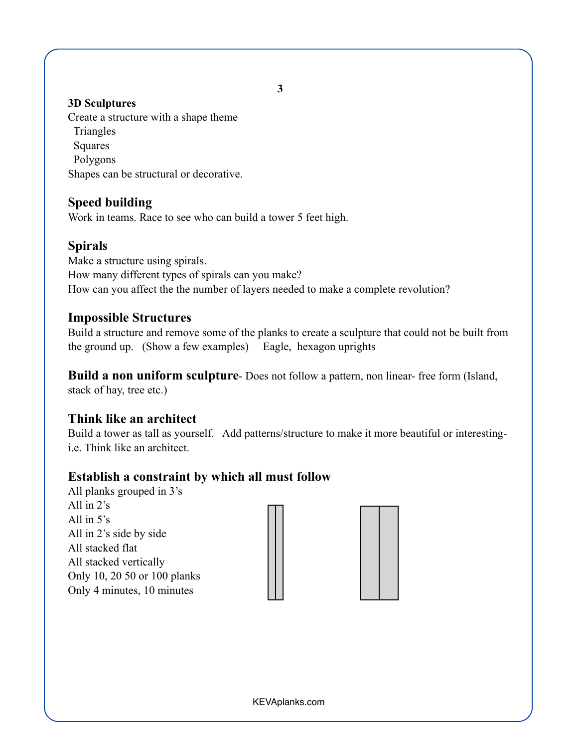**3D Sculptures**

Create a structure with a shape theme

- Triangles
- Squares
- Polygons

Shapes can be structural or decorative.

## Speed building

Work in teams. Race to see who can build a tower 5 feet high.

## Spirals

Make a structure using spirals.
How many different types of spirals can you make?
How can you affect the the number of layers needed to make a complete revolution?

## Impossible Structures

Build a structure and remove some of the planks to create a sculpture that could not be built from the ground up. (Show a few examples) Eagle, hexagon uprights

**Build a non uniform sculpture**- Does not follow a pattern, non linear- free form (Island, stack of hay, tree etc.)

## Think like an architect

Build a tower as tall as yourself. Add patterns/structure to make it more beautiful or interesting- i.e. Think like an architect.

## Establish a constraint by which all must follow

All planks grouped in 3's
All in 2's
All in 5's
All in 2's side by side
All stacked flat
All stacked vertically
Only 10, 20 50 or 100 planks
Only 4 minutes, 10 minutes

KEVAplanks.com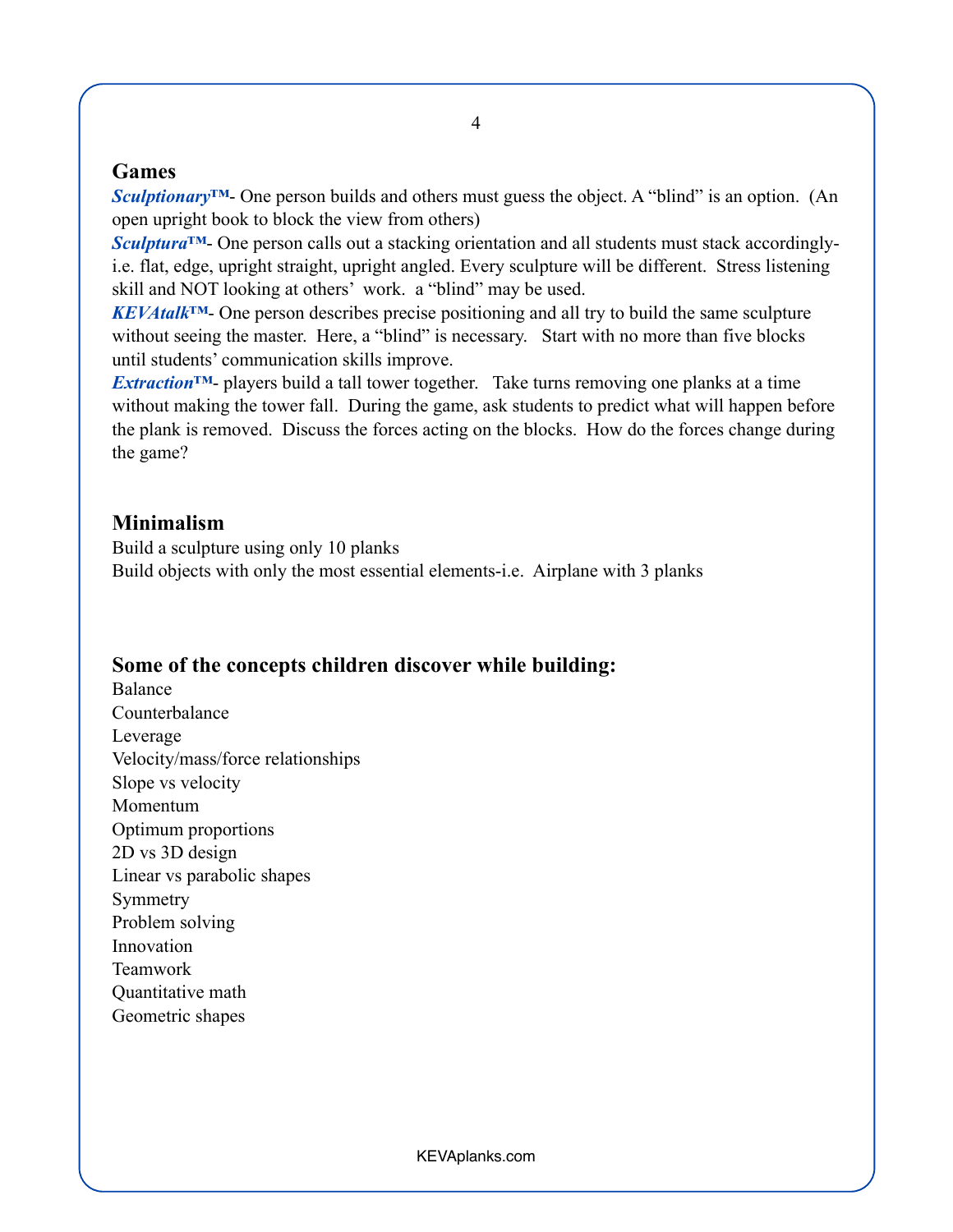## Games

***Sculptionary™***- One person builds and others must guess the object. A "blind" is an option. (An open upright book to block the view from others)

***Sculptura™***- One person calls out a stacking orientation and all students must stack accordingly- i.e. flat, edge, upright straight, upright angled. Every sculpture will be different. Stress listening skill and NOT looking at others' work. a "blind" may be used.

***KEVAtalk™***- One person describes precise positioning and all try to build the same sculpture without seeing the master. Here, a "blind" is necessary. Start with no more than five blocks until students' communication skills improve.

***Extraction™***- players build a tall tower together. Take turns removing one planks at a time without making the tower fall. During the game, ask students to predict what will happen before the plank is removed. Discuss the forces acting on the blocks. How do the forces change during the game?

## Minimalism

Build a sculpture using only 10 planks
Build objects with only the most essential elements-i.e. Airplane with 3 planks

## Some of the concepts children discover while building:

Balance
Counterbalance
Leverage
Velocity/mass/force relationships
Slope vs velocity
Momentum
Optimum proportions
2D vs 3D design
Linear vs parabolic shapes
Symmetry
Problem solving
Innovation
Teamwork
Quantitative math
Geometric shapes

KEVAplanks.com